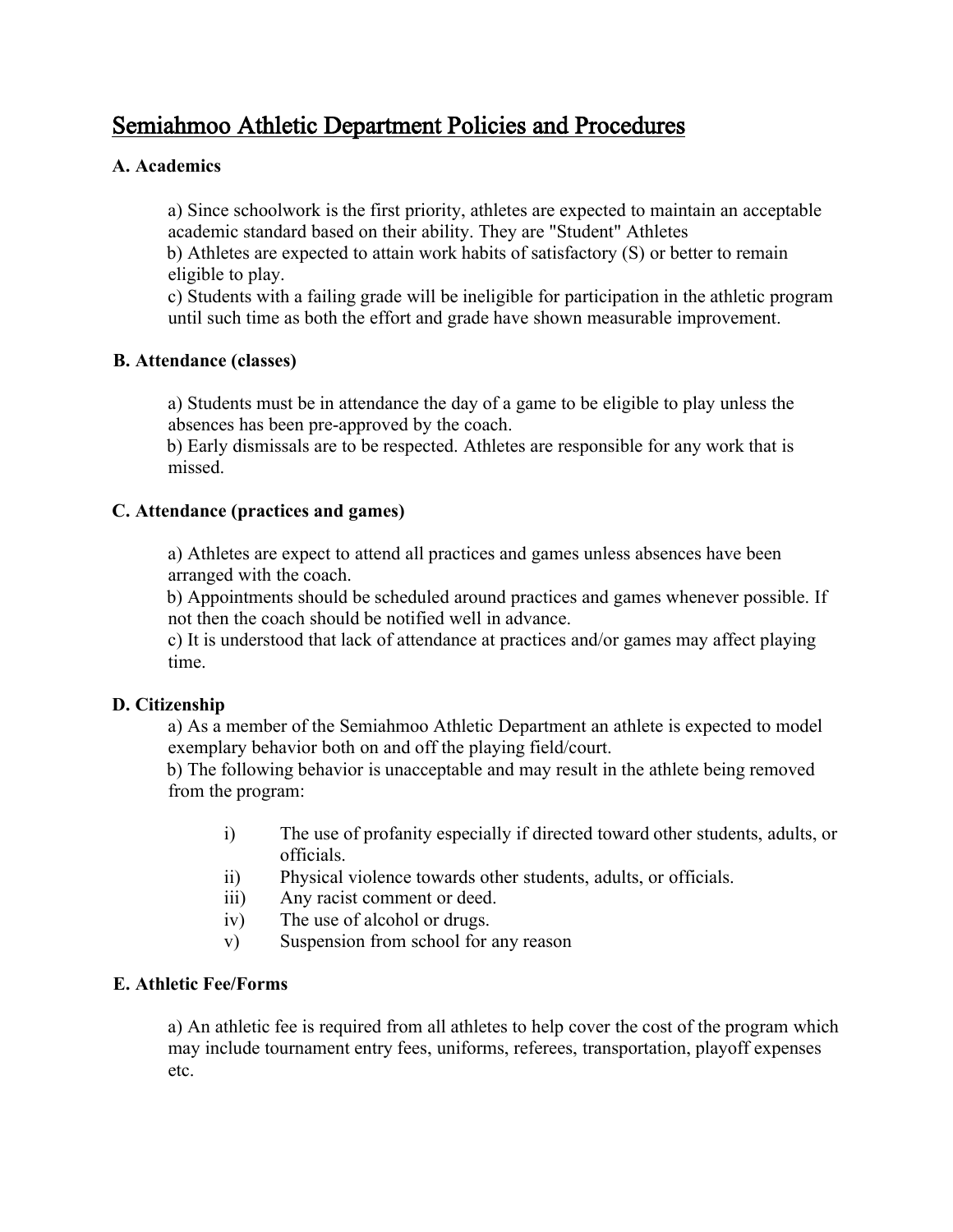# Semiahmoo Athletic Department Policies and Procedures

**A. Academics**

a) Since schoolwork is the first priority, athletes are expected to maintain an acceptable academic standard based on their ability. They are "Student" Athletes
b) Athletes are expected to attain work habits of satisfactory (S) or better to remain eligible to play.
c) Students with a failing grade will be ineligible for participation in the athletic program until such time as both the effort and grade have shown measurable improvement.

**B. Attendance (classes)**

a) Students must be in attendance the day of a game to be eligible to play unless the absences has been pre-approved by the coach.
b) Early dismissals are to be respected. Athletes are responsible for any work that is missed.

**C. Attendance (practices and games)**

a) Athletes are expect to attend all practices and games unless absences have been arranged with the coach.
b) Appointments should be scheduled around practices and games whenever possible. If not then the coach should be notified well in advance.
c) It is understood that lack of attendance at practices and/or games may affect playing time.

**D. Citizenship**

a) As a member of the Semiahmoo Athletic Department an athlete is expected to model exemplary behavior both on and off the playing field/court.
b) The following behavior is unacceptable and may result in the athlete being removed from the program:

- i) The use of profanity especially if directed toward other students, adults, or officials.
- ii) Physical violence towards other students, adults, or officials.
- iii) Any racist comment or deed.
- iv) The use of alcohol or drugs.
- v) Suspension from school for any reason

**E. Athletic Fee/Forms**

a) An athletic fee is required from all athletes to help cover the cost of the program which may include tournament entry fees, uniforms, referees, transportation, playoff expenses etc.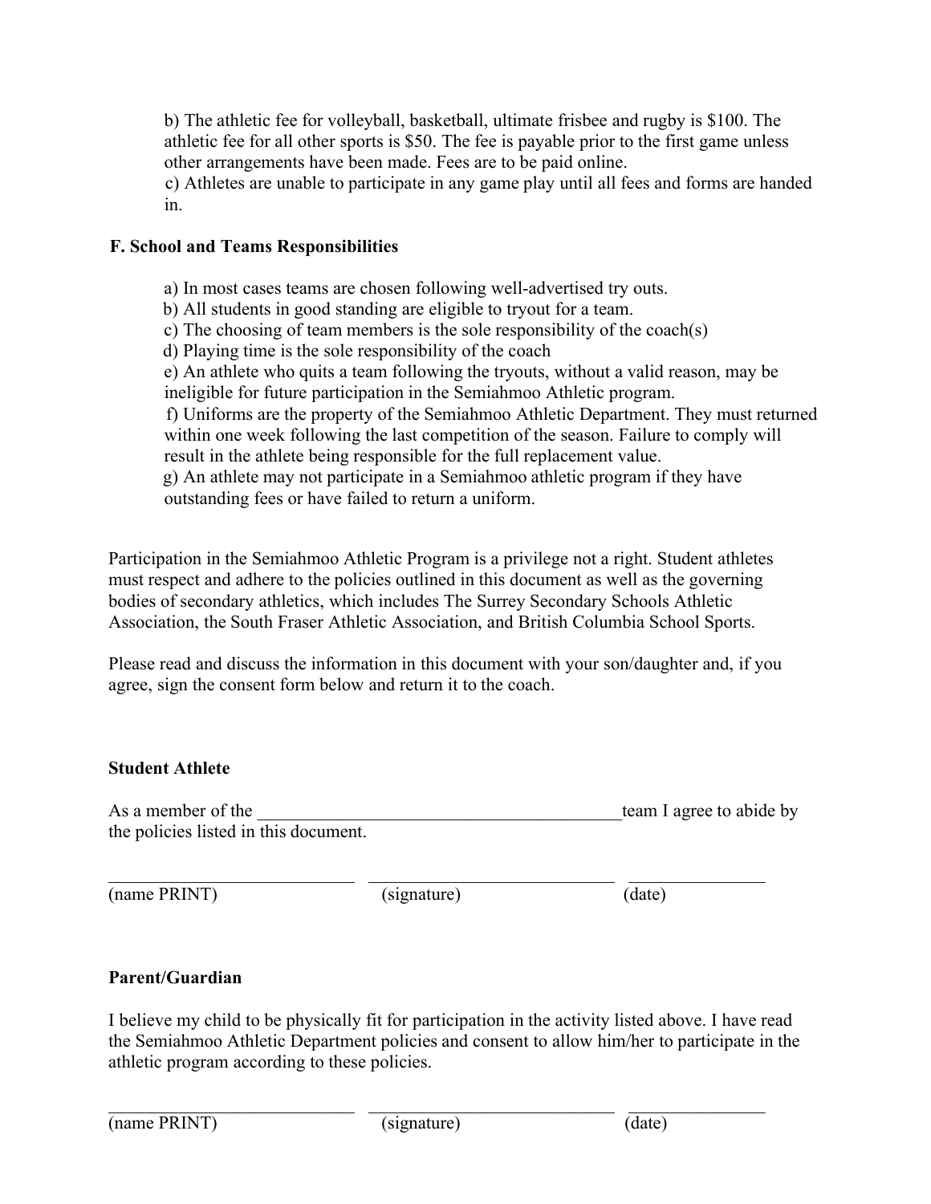b) The athletic fee for volleyball, basketball, ultimate frisbee and rugby is $100. The athletic fee for all other sports is $50. The fee is payable prior to the first game unless other arrangements have been made. Fees are to be paid online.
c) Athletes are unable to participate in any game play until all fees and forms are handed in.

**F. School and Teams Responsibilities**

a) In most cases teams are chosen following well-advertised try outs.
b) All students in good standing are eligible to tryout for a team.
c) The choosing of team members is the sole responsibility of the coach(s)
d) Playing time is the sole responsibility of the coach
e) An athlete who quits a team following the tryouts, without a valid reason, may be ineligible for future participation in the Semiahmoo Athletic program.
f) Uniforms are the property of the Semiahmoo Athletic Department. They must returned within one week following the last competition of the season. Failure to comply will result in the athlete being responsible for the full replacement value.
g) An athlete may not participate in a Semiahmoo athletic program if they have outstanding fees or have failed to return a uniform.

Participation in the Semiahmoo Athletic Program is a privilege not a right. Student athletes must respect and adhere to the policies outlined in this document as well as the governing bodies of secondary athletics, which includes The Surrey Secondary Schools Athletic Association, the South Fraser Athletic Association, and British Columbia School Sports.

Please read and discuss the information in this document with your son/daughter and, if you agree, sign the consent form below and return it to the coach.

**Student Athlete**

As a member of the ________________________________________team I agree to abide by the policies listed in this document.

____________________________ ____________________________ _______________
(name PRINT) (signature) (date)

**Parent/Guardian**

I believe my child to be physically fit for participation in the activity listed above. I have read the Semiahmoo Athletic Department policies and consent to allow him/her to participate in the athletic program according to these policies.

____________________________ ____________________________ _______________
(name PRINT) (signature) (date)